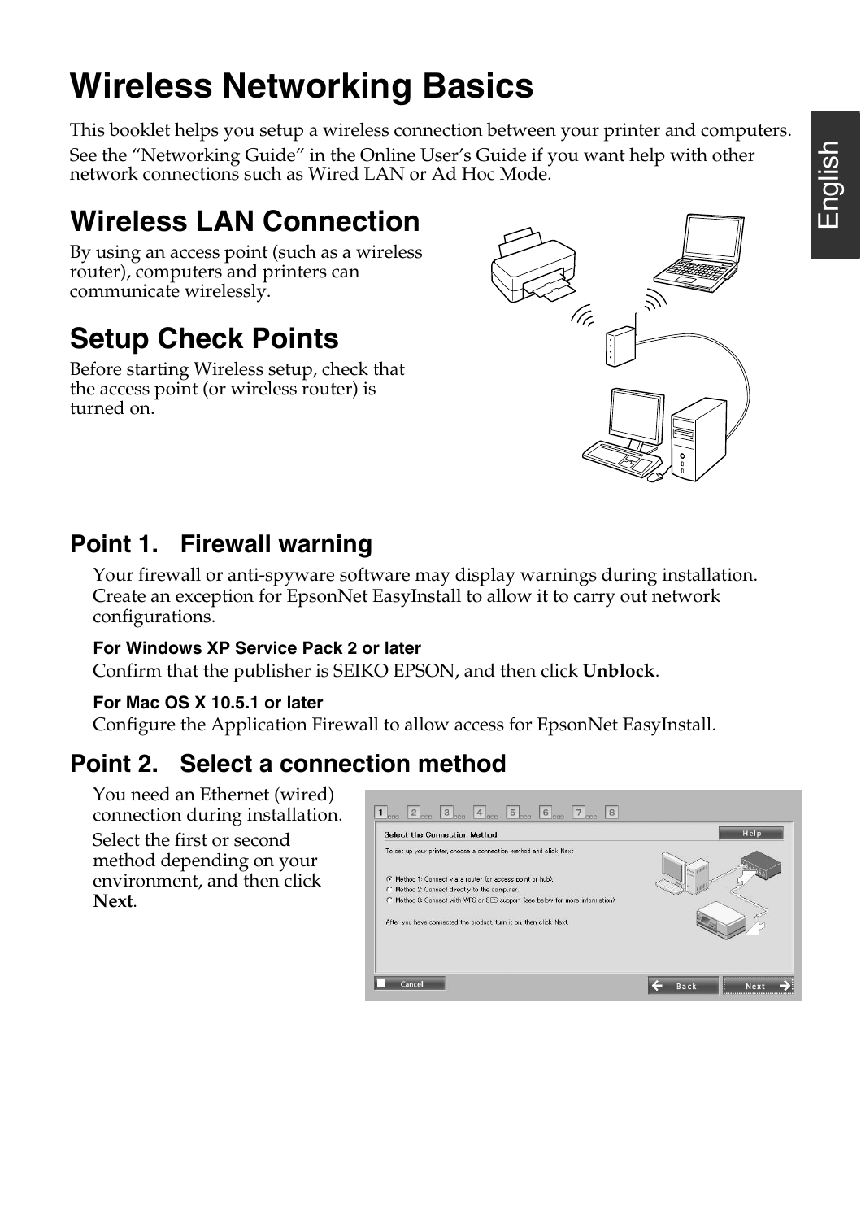# Wireless Networking Basics

This booklet helps you setup a wireless connection between your printer and computers.

See the "Networking Guide" in the Online User's Guide if you want help with other network connections such as Wired LAN or Ad Hoc Mode.

## Wireless LAN Connection

By using an access point (such as a wireless router), computers and printers can communicate wirelessly.

## Setup Check Points

Before starting Wireless setup, check that the access point (or wireless router) is turned on.

### Point 1. Firewall warning

Your firewall or anti-spyware software may display warnings during installation. Create an exception for EpsonNet EasyInstall to allow it to carry out network configurations.

**For Windows XP Service Pack 2 or later**

Confirm that the publisher is SEIKO EPSON, and then click **Unblock**.

**For Mac OS X 10.5.1 or later**

Configure the Application Firewall to allow access for EpsonNet EasyInstall.

### Point 2. Select a connection method

You need an Ethernet (wired) connection during installation.

Select the first or second method depending on your environment, and then click **Next**.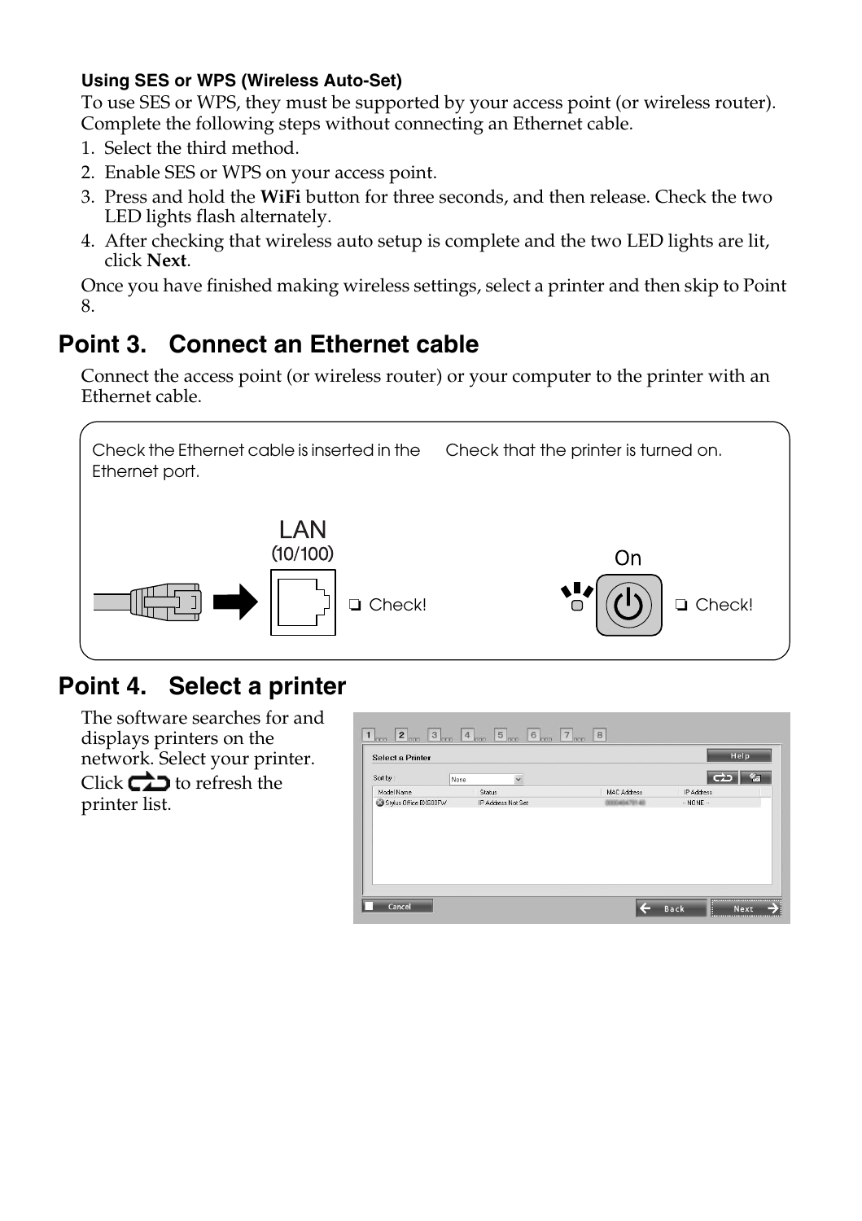**Using SES or WPS (Wireless Auto-Set)**

To use SES or WPS, they must be supported by your access point (or wireless router). Complete the following steps without connecting an Ethernet cable.

1. Select the third method.
2. Enable SES or WPS on your access point.
3. Press and hold the **WiFi** button for three seconds, and then release. Check the two LED lights flash alternately.
4. After checking that wireless auto setup is complete and the two LED lights are lit, click **Next**.

Once you have finished making wireless settings, select a printer and then skip to Point 8.

## Point 3. Connect an Ethernet cable

Connect the access point (or wireless router) or your computer to the printer with an Ethernet cable.

Check the Ethernet cable is inserted in the Ethernet port.

LAN (10/100)

❏ Check!

Check that the printer is turned on.

On

❏ Check!

## Point 4. Select a printer

The software searches for and displays printers on the network. Select your printer. Click ⇄ to refresh the printer list.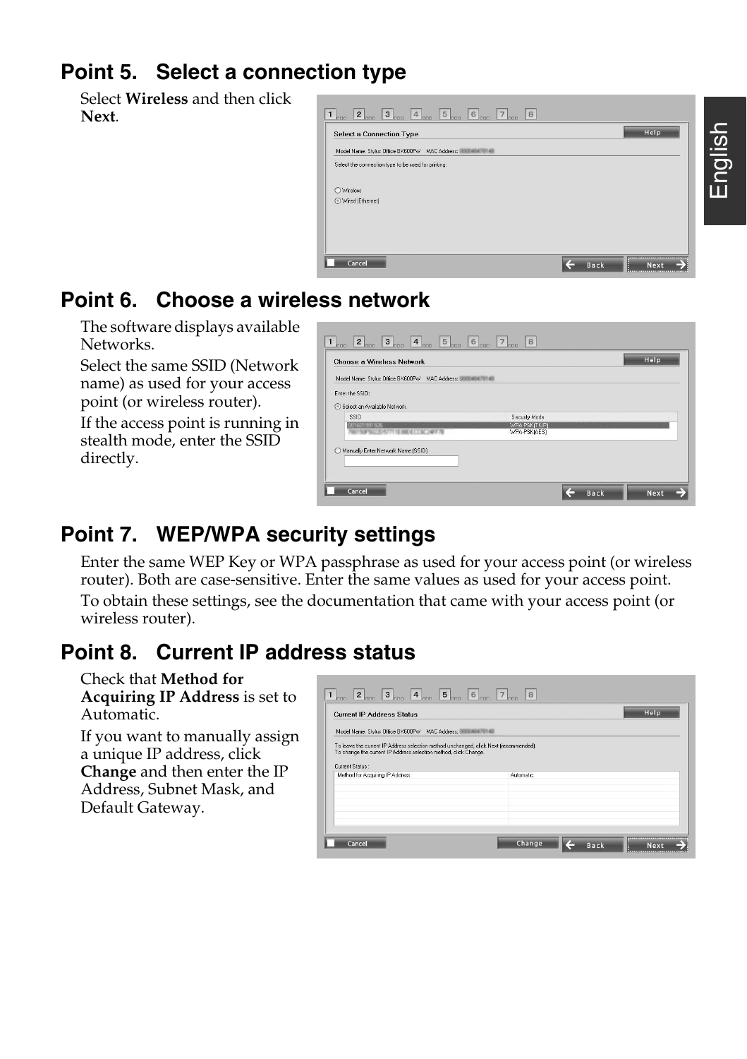## Point 5. Select a connection type

Select **Wireless** and then click **Next**.

## Point 6. Choose a wireless network

The software displays available Networks.

Select the same SSID (Network name) as used for your access point (or wireless router).

If the access point is running in stealth mode, enter the SSID directly.

## Point 7. WEP/WPA security settings

Enter the same WEP Key or WPA passphrase as used for your access point (or wireless router). Both are case-sensitive. Enter the same values as used for your access point.

To obtain these settings, see the documentation that came with your access point (or wireless router).

## Point 8. Current IP address status

Check that **Method for Acquiring IP Address** is set to Automatic.

If you want to manually assign a unique IP address, click **Change** and then enter the IP Address, Subnet Mask, and Default Gateway.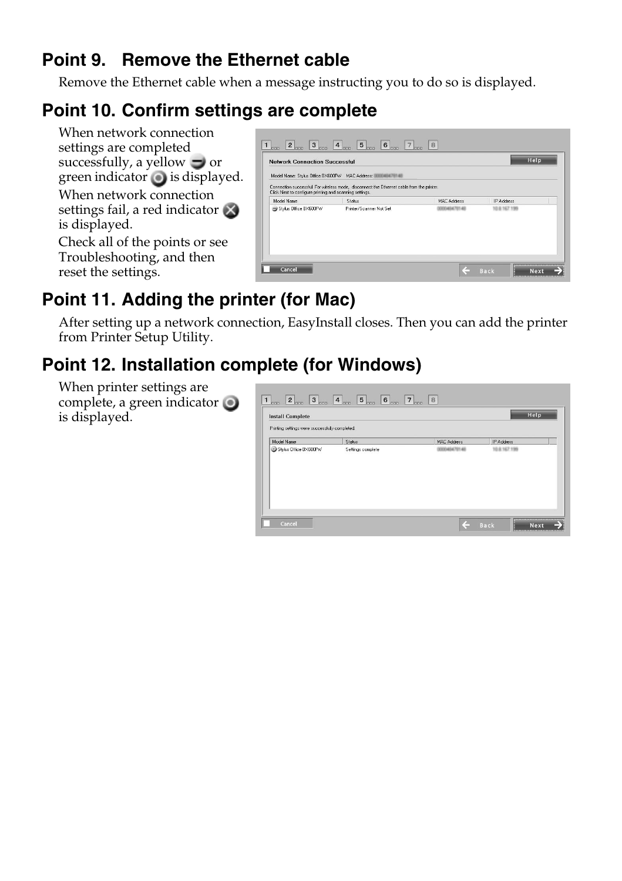## Point 9. Remove the Ethernet cable

Remove the Ethernet cable when a message instructing you to do so is displayed.

## Point 10. Confirm settings are complete

When network connection settings are completed successfully, a yellow or green indicator is displayed.

When network connection settings fail, a red indicator is displayed.

Check all of the points or see Troubleshooting, and then reset the settings.

## Point 11. Adding the printer (for Mac)

After setting up a network connection, EasyInstall closes. Then you can add the printer from Printer Setup Utility.

## Point 12. Installation complete (for Windows)

When printer settings are complete, a green indicator is displayed.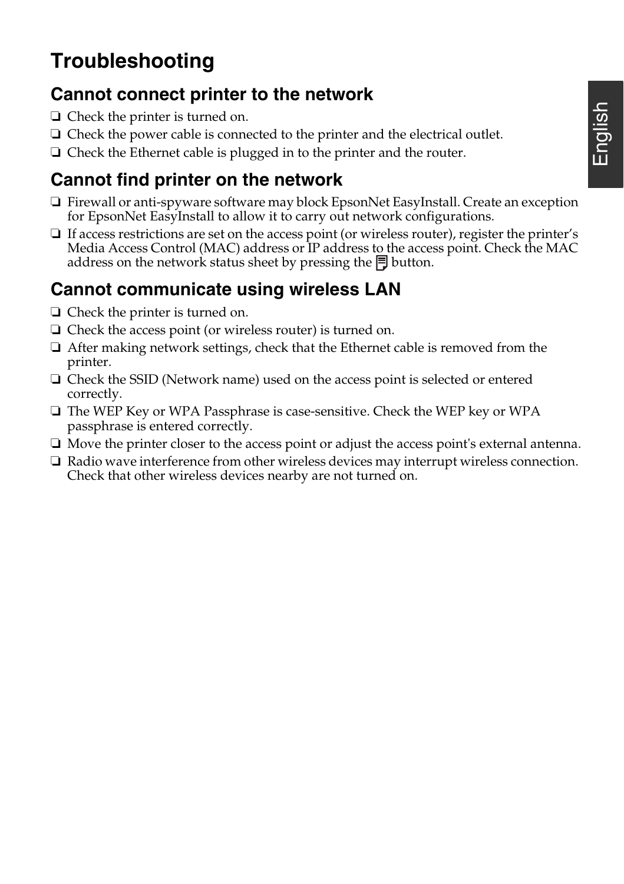# Troubleshooting

## Cannot connect printer to the network

- ❏ Check the printer is turned on.
- ❏ Check the power cable is connected to the printer and the electrical outlet.
- ❏ Check the Ethernet cable is plugged in to the printer and the router.

## Cannot find printer on the network

- ❏ Firewall or anti-spyware software may block EpsonNet EasyInstall. Create an exception for EpsonNet EasyInstall to allow it to carry out network configurations.
- ❏ If access restrictions are set on the access point (or wireless router), register the printer's Media Access Control (MAC) address or IP address to the access point. Check the MAC address on the network status sheet by pressing the button.

## Cannot communicate using wireless LAN

- ❏ Check the printer is turned on.
- ❏ Check the access point (or wireless router) is turned on.
- ❏ After making network settings, check that the Ethernet cable is removed from the printer.
- ❏ Check the SSID (Network name) used on the access point is selected or entered correctly.
- ❏ The WEP Key or WPA Passphrase is case-sensitive. Check the WEP key or WPA passphrase is entered correctly.
- ❏ Move the printer closer to the access point or adjust the access point's external antenna.
- ❏ Radio wave interference from other wireless devices may interrupt wireless connection. Check that other wireless devices nearby are not turned on.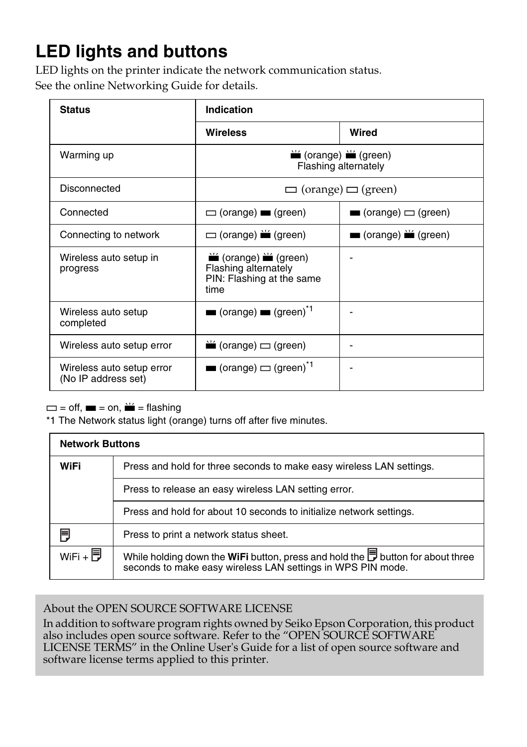# LED lights and buttons

LED lights on the printer indicate the network communication status.
See the online Networking Guide for details.

| Status | Indication | |
|---|---|---|
| | Wireless | Wired |
| Warming up | ▀̈ (orange) ▀̈ (green) Flashing alternately | |
| Disconnected | ▭ (orange) ▭ (green) | |
| Connected | ▭ (orange) ▬ (green) | ▬ (orange) ▭ (green) |
| Connecting to network | ▭ (orange) ▀̈ (green) | ▬ (orange) ▀̈ (green) |
| Wireless auto setup in progress | ▀̈ (orange) ▀̈ (green) Flashing alternately PIN: Flashing at the same time | - |
| Wireless auto setup completed | ▬ (orange) ▬ (green)*1 | - |
| Wireless auto setup error | ▀̈ (orange) ▭ (green) | - |
| Wireless auto setup error (No IP address set) | ▬ (orange) ▭ (green)*1 | - |

▭ = off, ▬ = on, ▀̈ = flashing

*1 The Network status light (orange) turns off after five minutes.

| Network Buttons | |
|---|---|
| **WiFi** | Press and hold for three seconds to make easy wireless LAN settings. |
| | Press to release an easy wireless LAN setting error. |
| | Press and hold for about 10 seconds to initialize network settings. |
| 🗎 | Press to print a network status sheet. |
| WiFi + 🗎 | While holding down the **WiFi** button, press and hold the 🗎 button for about three seconds to make easy wireless LAN settings in WPS PIN mode. |

About the OPEN SOURCE SOFTWARE LICENSE

In addition to software program rights owned by Seiko Epson Corporation, this product also includes open source software. Refer to the “OPEN SOURCE SOFTWARE LICENSE TERMS” in the Online User's Guide for a list of open source software and software license terms applied to this printer.